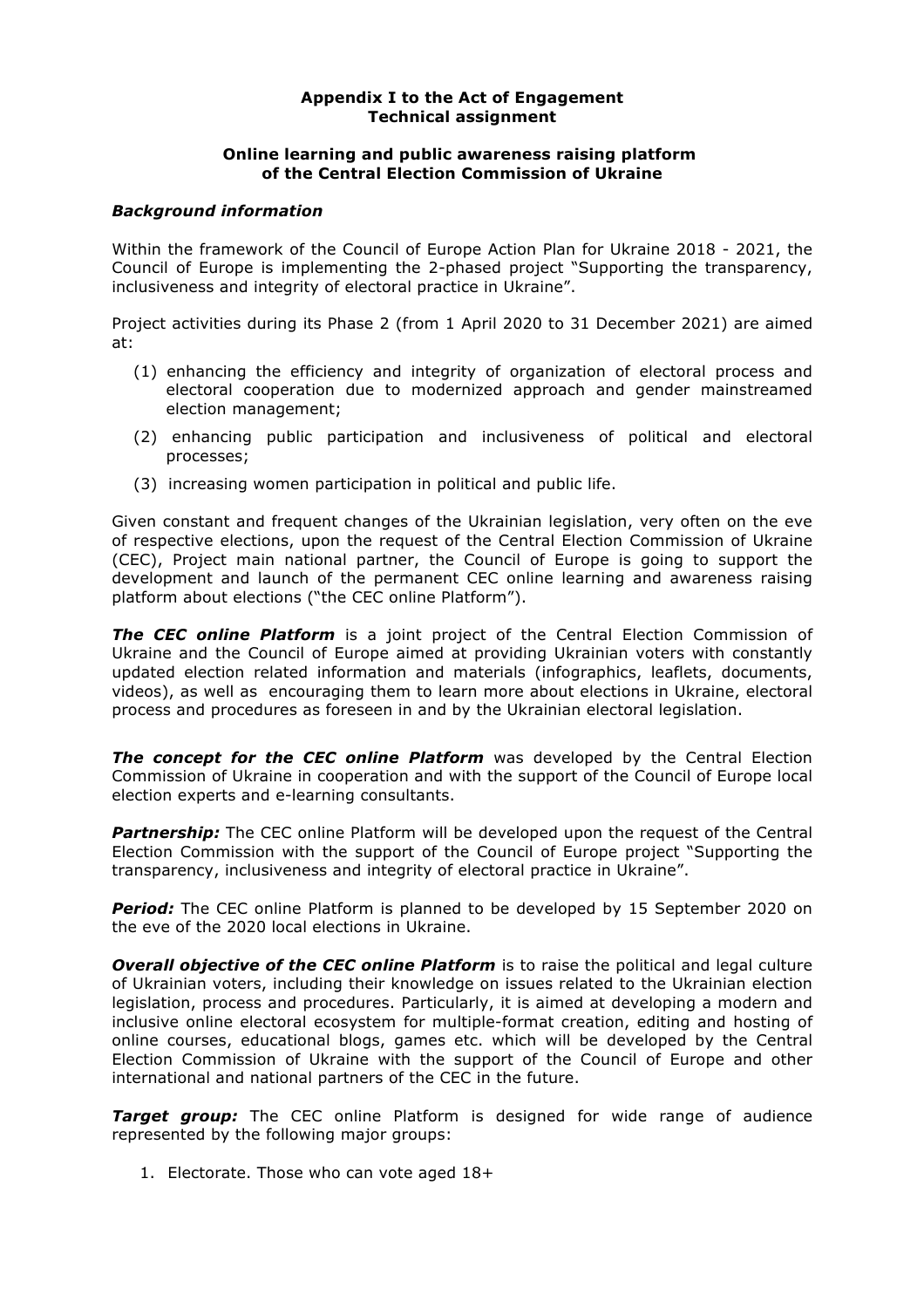**Appendix I to the Act of Engagement**
**Technical assignment**

**Online learning and public awareness raising platform of the Central Election Commission of Ukraine**

***Background information***

Within the framework of the Council of Europe Action Plan for Ukraine 2018 - 2021, the Council of Europe is implementing the 2-phased project "Supporting the transparency, inclusiveness and integrity of electoral practice in Ukraine".

Project activities during its Phase 2 (from 1 April 2020 to 31 December 2021) are aimed at:

(1) enhancing the efficiency and integrity of organization of electoral process and electoral cooperation due to modernized approach and gender mainstreamed election management;

(2) enhancing public participation and inclusiveness of political and electoral processes;

(3) increasing women participation in political and public life.

Given constant and frequent changes of the Ukrainian legislation, very often on the eve of respective elections, upon the request of the Central Election Commission of Ukraine (CEC), Project main national partner, the Council of Europe is going to support the development and launch of the permanent CEC online learning and awareness raising platform about elections ("the CEC online Platform").

***The CEC online Platform*** is a joint project of the Central Election Commission of Ukraine and the Council of Europe aimed at providing Ukrainian voters with constantly updated election related information and materials (infographics, leaflets, documents, videos), as well as encouraging them to learn more about elections in Ukraine, electoral process and procedures as foreseen in and by the Ukrainian electoral legislation.

***The concept for the CEC online Platform*** was developed by the Central Election Commission of Ukraine in cooperation and with the support of the Council of Europe local election experts and e-learning consultants.

***Partnership:*** The CEC online Platform will be developed upon the request of the Central Election Commission with the support of the Council of Europe project "Supporting the transparency, inclusiveness and integrity of electoral practice in Ukraine".

***Period:*** The CEC online Platform is planned to be developed by 15 September 2020 on the eve of the 2020 local elections in Ukraine.

***Overall objective of the CEC online Platform*** is to raise the political and legal culture of Ukrainian voters, including their knowledge on issues related to the Ukrainian election legislation, process and procedures. Particularly, it is aimed at developing a modern and inclusive online electoral ecosystem for multiple-format creation, editing and hosting of online courses, educational blogs, games etc. which will be developed by the Central Election Commission of Ukraine with the support of the Council of Europe and other international and national partners of the CEC in the future.

***Target group:*** The CEC online Platform is designed for wide range of audience represented by the following major groups:

1. Electorate. Those who can vote aged 18+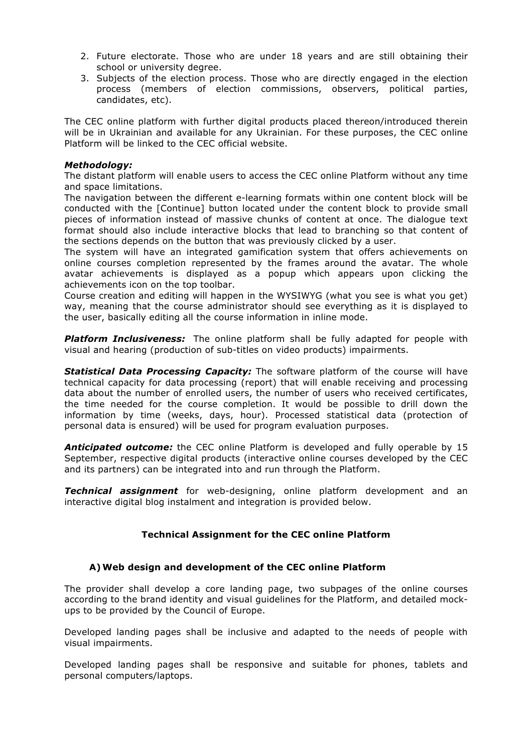2. Future electorate. Those who are under 18 years and are still obtaining their school or university degree.
3. Subjects of the election process. Those who are directly engaged in the election process (members of election commissions, observers, political parties, candidates, etc).

The CEC online platform with further digital products placed thereon/introduced therein will be in Ukrainian and available for any Ukrainian. For these purposes, the CEC online Platform will be linked to the CEC official website.

***Methodology:***
The distant platform will enable users to access the CEC online Platform without any time and space limitations.
The navigation between the different e-learning formats within one content block will be conducted with the [Continue] button located under the content block to provide small pieces of information instead of massive chunks of content at once. The dialogue text format should also include interactive blocks that lead to branching so that content of the sections depends on the button that was previously clicked by a user.
The system will have an integrated gamification system that offers achievements on online courses completion represented by the frames around the avatar. The whole avatar achievements is displayed as a popup which appears upon clicking the achievements icon on the top toolbar.
Course creation and editing will happen in the WYSIWYG (what you see is what you get) way, meaning that the course administrator should see everything as it is displayed to the user, basically editing all the course information in inline mode.

***Platform Inclusiveness:*** The online platform shall be fully adapted for people with visual and hearing (production of sub-titles on video products) impairments.

***Statistical Data Processing Capacity:*** The software platform of the course will have technical capacity for data processing (report) that will enable receiving and processing data about the number of enrolled users, the number of users who received certificates, the time needed for the course completion. It would be possible to drill down the information by time (weeks, days, hour). Processed statistical data (protection of personal data is ensured) will be used for program evaluation purposes.

***Anticipated outcome:*** the CEC online Platform is developed and fully operable by 15 September, respective digital products (interactive online courses developed by the CEC and its partners) can be integrated into and run through the Platform.

***Technical assignment*** for web-designing, online platform development and an interactive digital blog instalment and integration is provided below.

## Technical Assignment for the CEC online Platform

### A) Web design and development of the CEC online Platform

The provider shall develop a core landing page, two subpages of the online courses according to the brand identity and visual guidelines for the Platform, and detailed mock-ups to be provided by the Council of Europe.

Developed landing pages shall be inclusive and adapted to the needs of people with visual impairments.

Developed landing pages shall be responsive and suitable for phones, tablets and personal computers/laptops.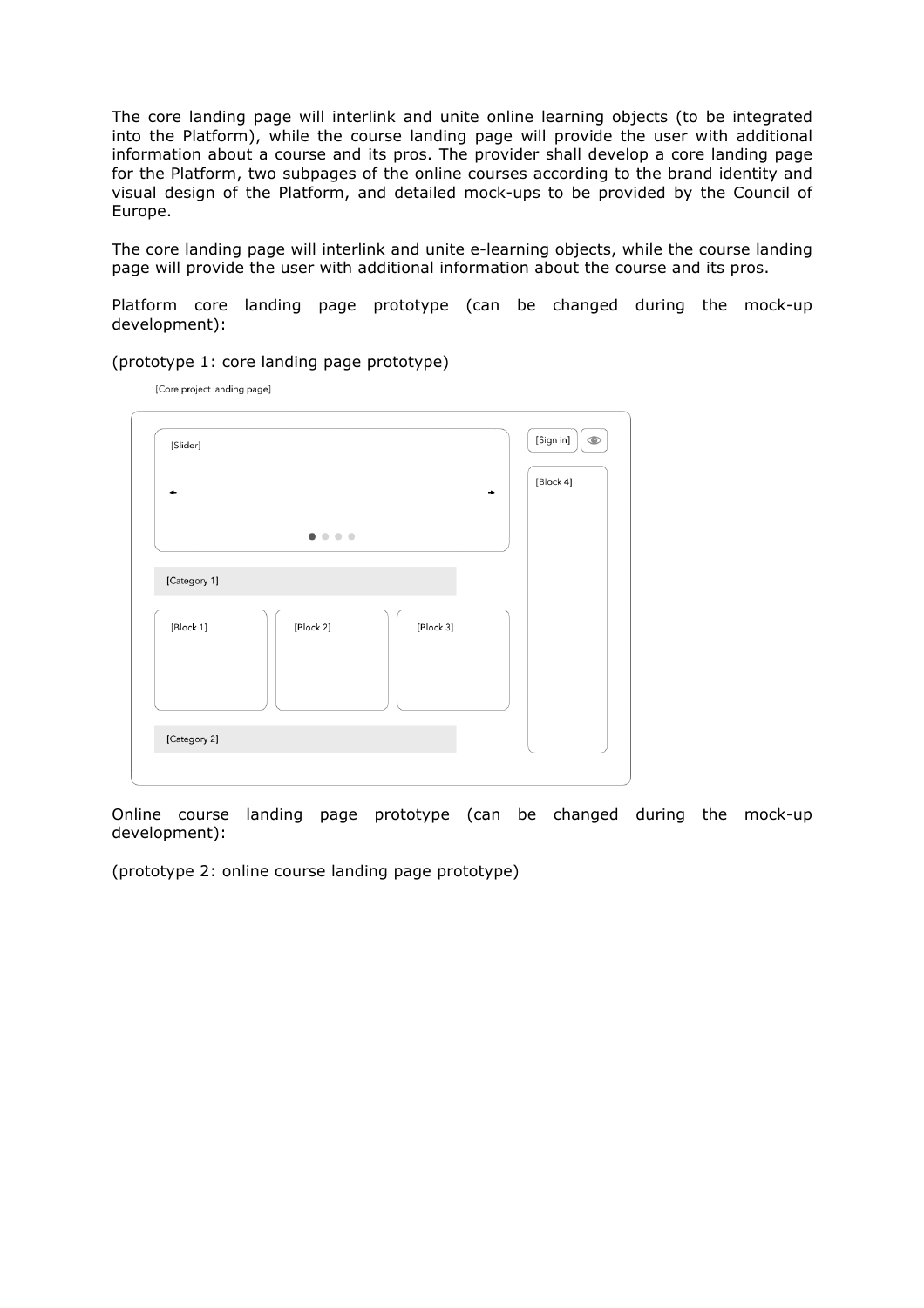The core landing page will interlink and unite online learning objects (to be integrated into the Platform), while the course landing page will provide the user with additional information about a course and its pros. The provider shall develop a core landing page for the Platform, two subpages of the online courses according to the brand identity and visual design of the Platform, and detailed mock-ups to be provided by the Council of Europe.

The core landing page will interlink and unite e-learning objects, while the course landing page will provide the user with additional information about the course and its pros.

Platform core landing page prototype (can be changed during the mock-up development):

(prototype 1: core landing page prototype)

[Core project landing page]

[Slider]

[Sign in]

[Block 4]

[Category 1]

[Block 1]

[Block 2]

[Block 3]

[Category 2]

Online course landing page prototype (can be changed during the mock-up development):

(prototype 2: online course landing page prototype)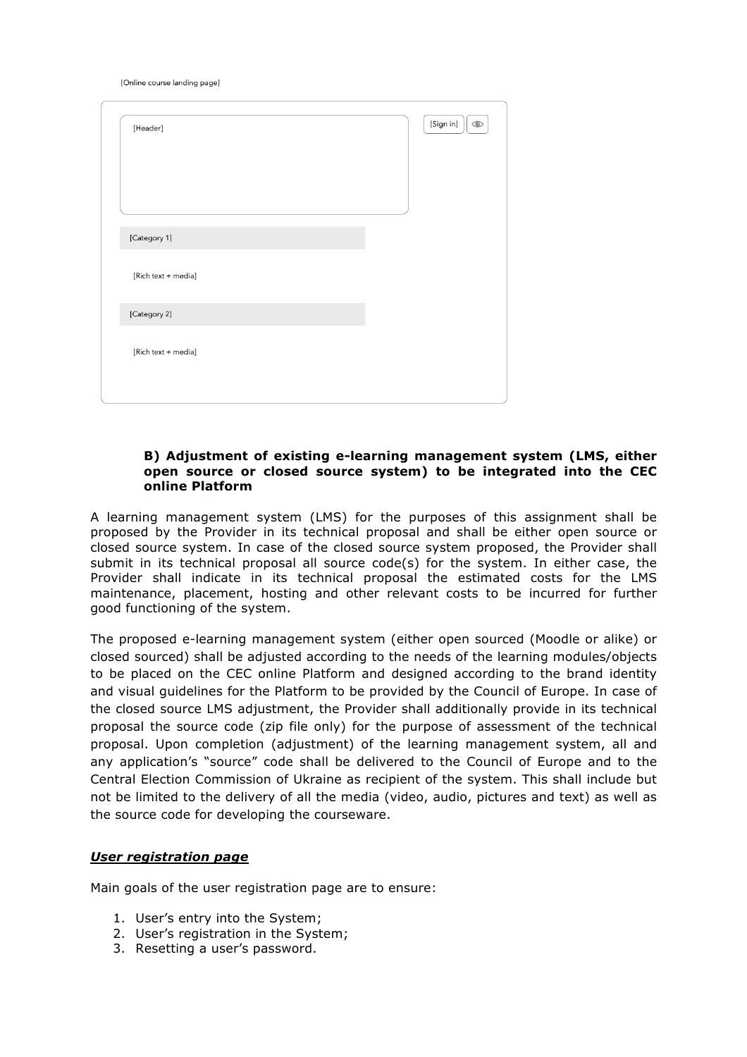[Online course landing page]

[Header]

[Sign in]

[Category 1]

[Rich text + media]

[Category 2]

[Rich text + media]

**B) Adjustment of existing e-learning management system (LMS, either open source or closed source system) to be integrated into the CEC online Platform**

A learning management system (LMS) for the purposes of this assignment shall be proposed by the Provider in its technical proposal and shall be either open source or closed source system. In case of the closed source system proposed, the Provider shall submit in its technical proposal all source code(s) for the system. In either case, the Provider shall indicate in its technical proposal the estimated costs for the LMS maintenance, placement, hosting and other relevant costs to be incurred for further good functioning of the system.

The proposed e-learning management system (either open sourced (Moodle or alike) or closed sourced) shall be adjusted according to the needs of the learning modules/objects to be placed on the CEC online Platform and designed according to the brand identity and visual guidelines for the Platform to be provided by the Council of Europe. In case of the closed source LMS adjustment, the Provider shall additionally provide in its technical proposal the source code (zip file only) for the purpose of assessment of the technical proposal. Upon completion (adjustment) of the learning management system, all and any application's "source" code shall be delivered to the Council of Europe and to the Central Election Commission of Ukraine as recipient of the system. This shall include but not be limited to the delivery of all the media (video, audio, pictures and text) as well as the source code for developing the courseware.

***User registration page***

Main goals of the user registration page are to ensure:

1. User's entry into the System;
2. User's registration in the System;
3. Resetting a user's password.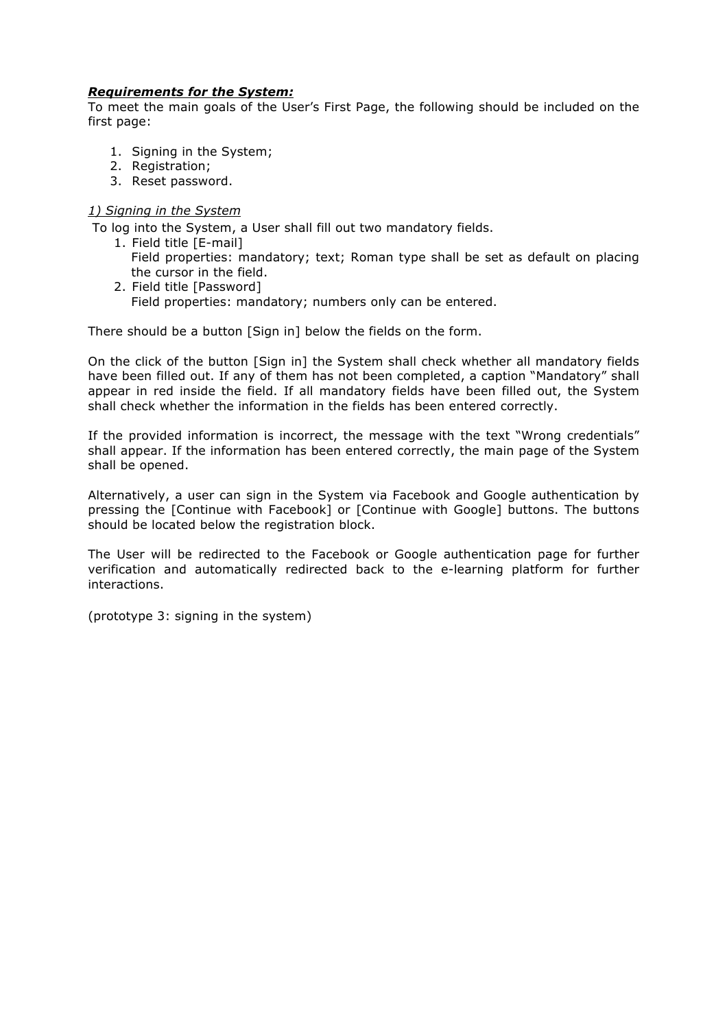***Requirements for the System:***

To meet the main goals of the User's First Page, the following should be included on the first page:

1. Signing in the System;
2. Registration;
3. Reset password.

*1) Signing in the System*

To log into the System, a User shall fill out two mandatory fields.

1. Field title [E-mail]
   Field properties: mandatory; text; Roman type shall be set as default on placing the cursor in the field.
2. Field title [Password]
   Field properties: mandatory; numbers only can be entered.

There should be a button [Sign in] below the fields on the form.

On the click of the button [Sign in] the System shall check whether all mandatory fields have been filled out. If any of them has not been completed, a caption "Mandatory" shall appear in red inside the field. If all mandatory fields have been filled out, the System shall check whether the information in the fields has been entered correctly.

If the provided information is incorrect, the message with the text "Wrong credentials" shall appear. If the information has been entered correctly, the main page of the System shall be opened.

Alternatively, a user can sign in the System via Facebook and Google authentication by pressing the [Continue with Facebook] or [Continue with Google] buttons. The buttons should be located below the registration block.

The User will be redirected to the Facebook or Google authentication page for further verification and automatically redirected back to the e-learning platform for further interactions.

(prototype 3: signing in the system)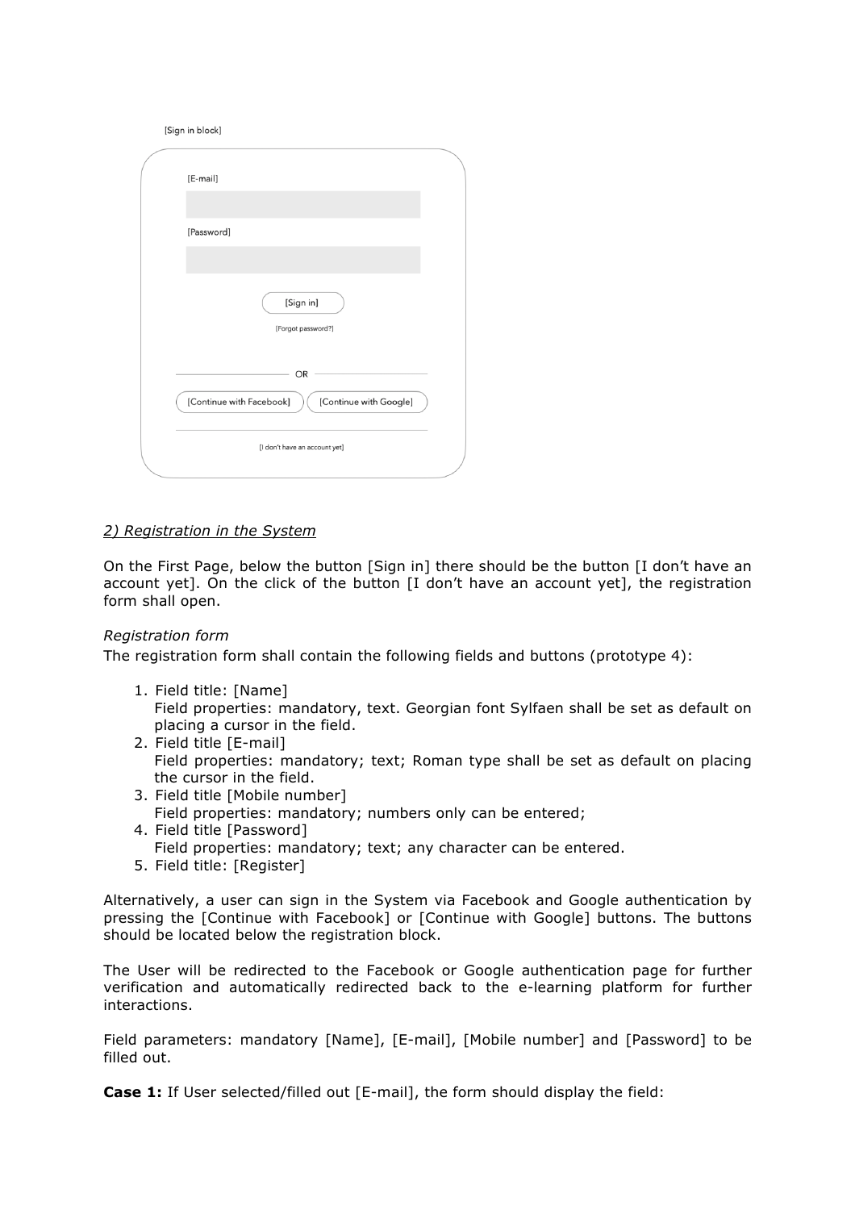[Sign in block]

[E-mail]

[Password]

[Sign in]

[Forgot password?]

OR

[Continue with Facebook] [Continue with Google]

[I don't have an account yet]

*2) Registration in the System*

On the First Page, below the button [Sign in] there should be the button [I don't have an account yet]. On the click of the button [I don't have an account yet], the registration form shall open.

*Registration form*

The registration form shall contain the following fields and buttons (prototype 4):

1. Field title: [Name]
   Field properties: mandatory, text. Georgian font Sylfaen shall be set as default on placing a cursor in the field.
2. Field title [E-mail]
   Field properties: mandatory; text; Roman type shall be set as default on placing the cursor in the field.
3. Field title [Mobile number]
   Field properties: mandatory; numbers only can be entered;
4. Field title [Password]
   Field properties: mandatory; text; any character can be entered.
5. Field title: [Register]

Alternatively, a user can sign in the System via Facebook and Google authentication by pressing the [Continue with Facebook] or [Continue with Google] buttons. The buttons should be located below the registration block.

The User will be redirected to the Facebook or Google authentication page for further verification and automatically redirected back to the e-learning platform for further interactions.

Field parameters: mandatory [Name], [E-mail], [Mobile number] and [Password] to be filled out.

**Case 1:** If User selected/filled out [E-mail], the form should display the field: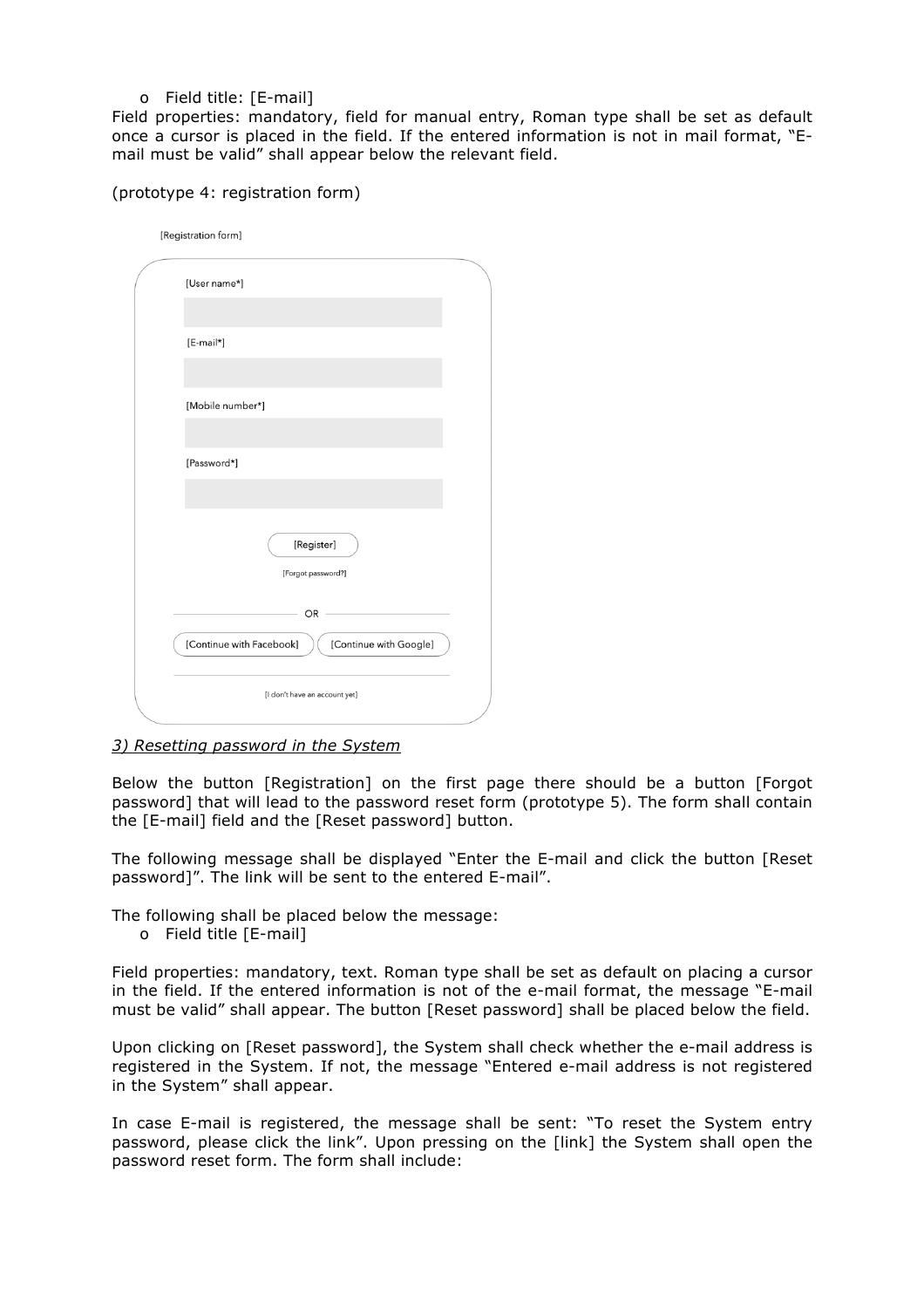- Field title: [E-mail]

Field properties: mandatory, field for manual entry, Roman type shall be set as default once a cursor is placed in the field. If the entered information is not in mail format, "E-mail must be valid" shall appear below the relevant field.

(prototype 4: registration form)

[Registration form]

[User name*]

[E-mail*]

[Mobile number*]

[Password*]

[Register]

[Forgot password?]

OR

[Continue with Facebook] [Continue with Google]

[I don't have an account yet]

*3) Resetting password in the System*

Below the button [Registration] on the first page there should be a button [Forgot password] that will lead to the password reset form (prototype 5). The form shall contain the [E-mail] field and the [Reset password] button.

The following message shall be displayed "Enter the E-mail and click the button [Reset password]". The link will be sent to the entered E-mail".

The following shall be placed below the message:

- Field title [E-mail]

Field properties: mandatory, text. Roman type shall be set as default on placing a cursor in the field. If the entered information is not of the e-mail format, the message "E-mail must be valid" shall appear. The button [Reset password] shall be placed below the field.

Upon clicking on [Reset password], the System shall check whether the e-mail address is registered in the System. If not, the message "Entered e-mail address is not registered in the System" shall appear.

In case E-mail is registered, the message shall be sent: "To reset the System entry password, please click the link". Upon pressing on the [link] the System shall open the password reset form. The form shall include: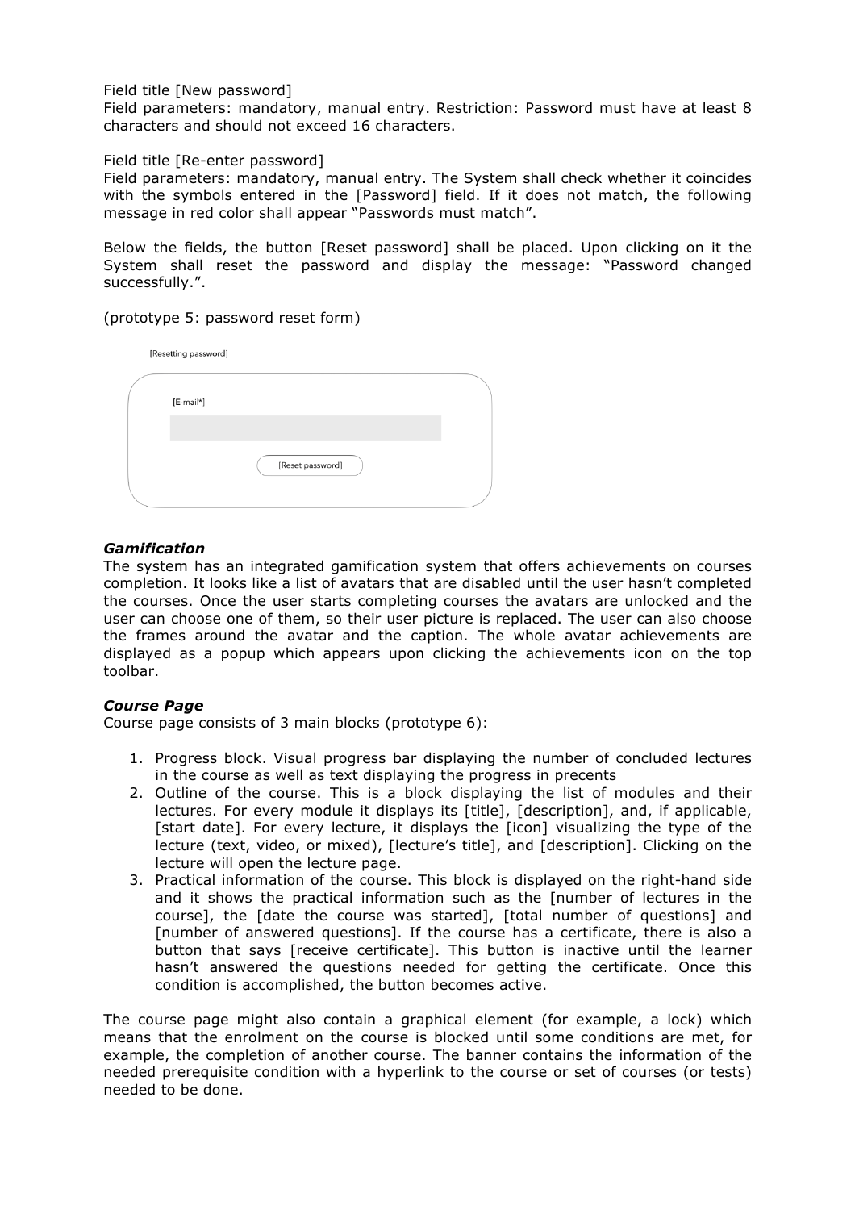Field title [New password]
Field parameters: mandatory, manual entry. Restriction: Password must have at least 8 characters and should not exceed 16 characters.

Field title [Re-enter password]
Field parameters: mandatory, manual entry. The System shall check whether it coincides with the symbols entered in the [Password] field. If it does not match, the following message in red color shall appear "Passwords must match".

Below the fields, the button [Reset password] shall be placed. Upon clicking on it the System shall reset the password and display the message: "Password changed successfully.".

(prototype 5: password reset form)

[Resetting password]

[E-mail*]

[Reset password]

### *Gamification*

The system has an integrated gamification system that offers achievements on courses completion. It looks like a list of avatars that are disabled until the user hasn't completed the courses. Once the user starts completing courses the avatars are unlocked and the user can choose one of them, so their user picture is replaced. The user can also choose the frames around the avatar and the caption. The whole avatar achievements are displayed as a popup which appears upon clicking the achievements icon on the top toolbar.

### *Course Page*

Course page consists of 3 main blocks (prototype 6):

1. Progress block. Visual progress bar displaying the number of concluded lectures in the course as well as text displaying the progress in precents
2. Outline of the course. This is a block displaying the list of modules and their lectures. For every module it displays its [title], [description], and, if applicable, [start date]. For every lecture, it displays the [icon] visualizing the type of the lecture (text, video, or mixed), [lecture's title], and [description]. Clicking on the lecture will open the lecture page.
3. Practical information of the course. This block is displayed on the right-hand side and it shows the practical information such as the [number of lectures in the course], the [date the course was started], [total number of questions] and [number of answered questions]. If the course has a certificate, there is also a button that says [receive certificate]. This button is inactive until the learner hasn't answered the questions needed for getting the certificate. Once this condition is accomplished, the button becomes active.

The course page might also contain a graphical element (for example, a lock) which means that the enrolment on the course is blocked until some conditions are met, for example, the completion of another course. The banner contains the information of the needed prerequisite condition with a hyperlink to the course or set of courses (or tests) needed to be done.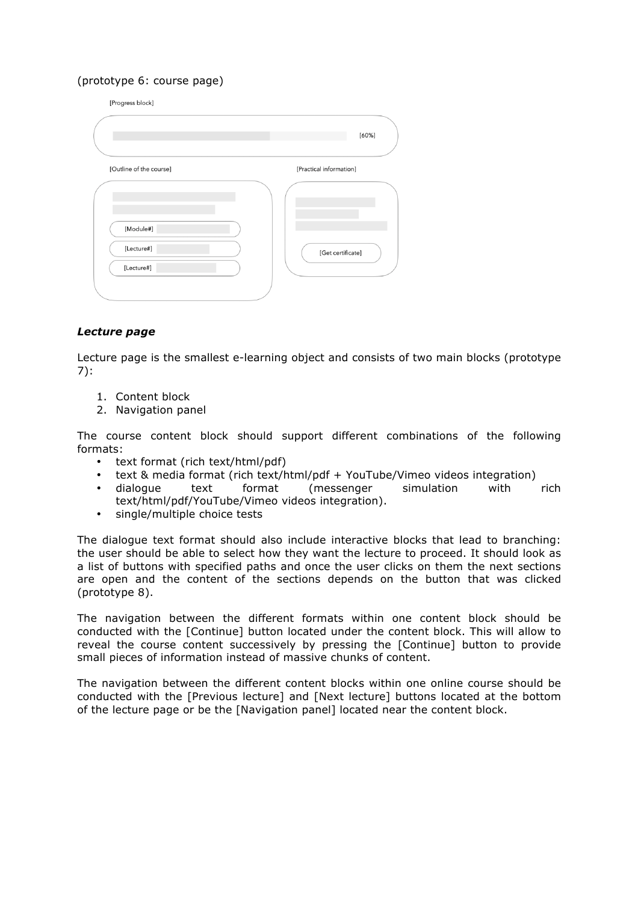(prototype 6: course page)

[Progress block]

[60%]

[Outline of the course]

[Module#]

[Lecture#]

[Lecture#]

[Practical information]

[Get certificate]

### *Lecture page*

Lecture page is the smallest e-learning object and consists of two main blocks (prototype 7):

1. Content block
2. Navigation panel

The course content block should support different combinations of the following formats:

- text format (rich text/html/pdf)
- text & media format (rich text/html/pdf + YouTube/Vimeo videos integration)
- dialogue text format (messenger simulation with rich text/html/pdf/YouTube/Vimeo videos integration).
- single/multiple choice tests

The dialogue text format should also include interactive blocks that lead to branching: the user should be able to select how they want the lecture to proceed. It should look as a list of buttons with specified paths and once the user clicks on them the next sections are open and the content of the sections depends on the button that was clicked (prototype 8).

The navigation between the different formats within one content block should be conducted with the [Continue] button located under the content block. This will allow to reveal the course content successively by pressing the [Continue] button to provide small pieces of information instead of massive chunks of content.

The navigation between the different content blocks within one online course should be conducted with the [Previous lecture] and [Next lecture] buttons located at the bottom of the lecture page or be the [Navigation panel] located near the content block.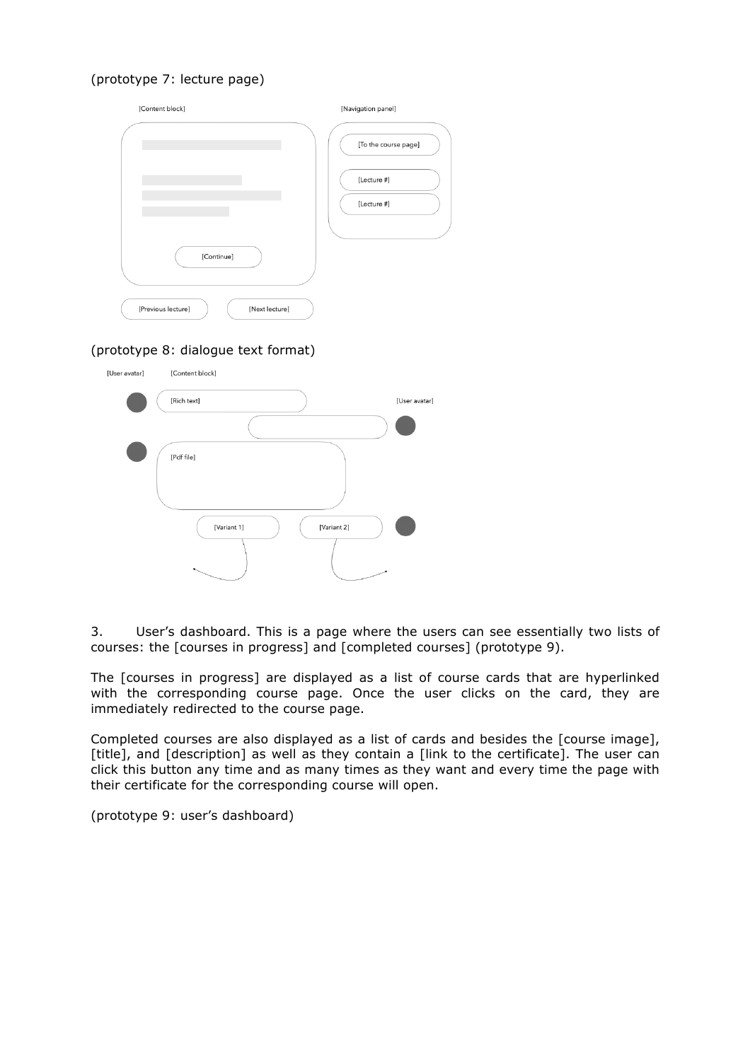(prototype 7: lecture page)

(prototype 8: dialogue text format)

3. User's dashboard. This is a page where the users can see essentially two lists of courses: the [courses in progress] and [completed courses] (prototype 9).

The [courses in progress] are displayed as a list of course cards that are hyperlinked with the corresponding course page. Once the user clicks on the card, they are immediately redirected to the course page.

Completed courses are also displayed as a list of cards and besides the [course image], [title], and [description] as well as they contain a [link to the certificate]. The user can click this button any time and as many times as they want and every time the page with their certificate for the corresponding course will open.

(prototype 9: user's dashboard)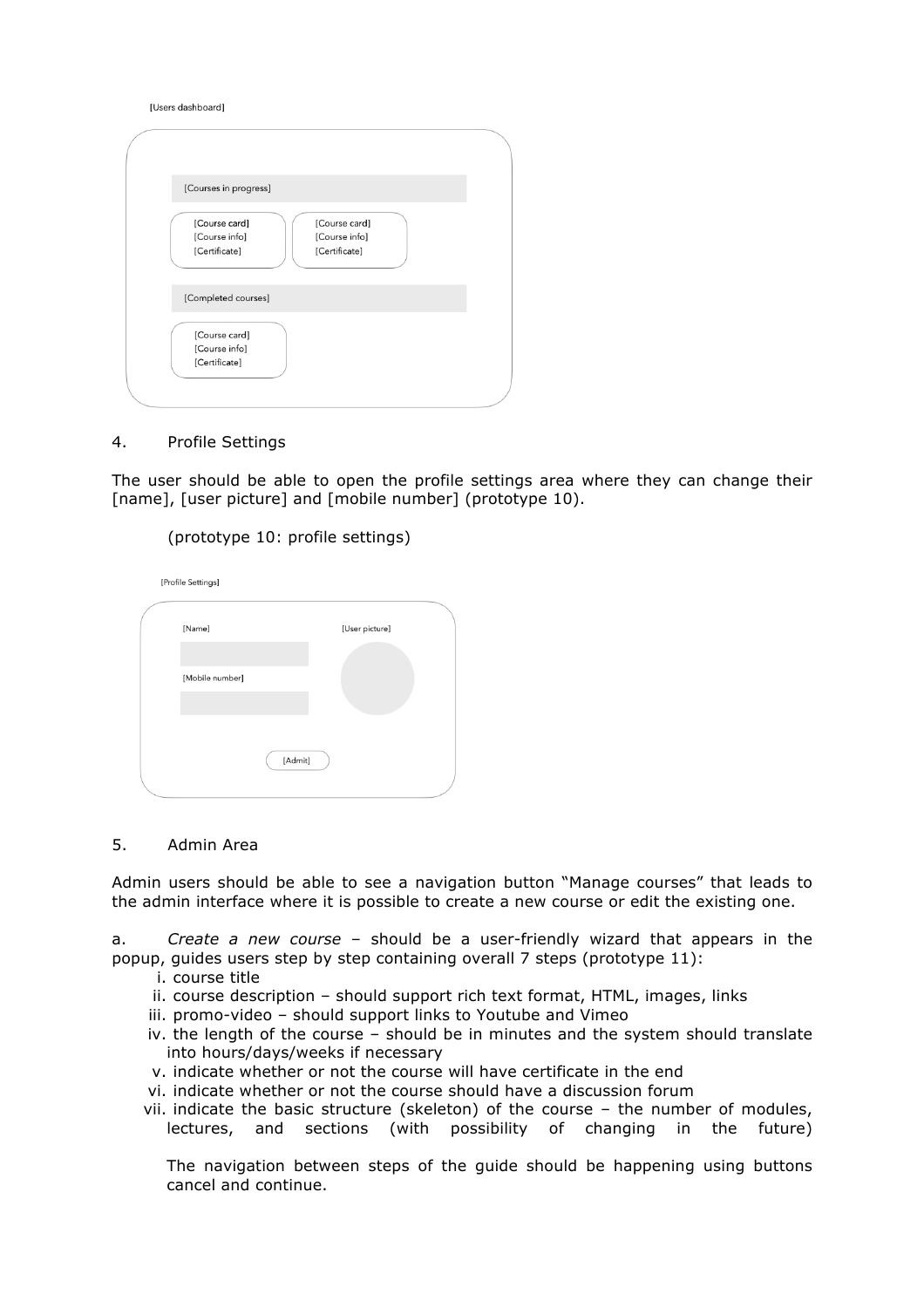[Users dashboard]

[Courses in progress]

[Course card]
[Course info]
[Certificate]

[Course card]
[Course info]
[Certificate]

[Completed courses]

[Course card]
[Course info]
[Certificate]

4. Profile Settings

The user should be able to open the profile settings area where they can change their [name], [user picture] and [mobile number] (prototype 10).

(prototype 10: profile settings)

[Profile Settings]

[Name]

[User picture]

[Mobile number]

[Admit]

5. Admin Area

Admin users should be able to see a navigation button "Manage courses" that leads to the admin interface where it is possible to create a new course or edit the existing one.

a. *Create a new course* – should be a user-friendly wizard that appears in the popup, guides users step by step containing overall 7 steps (prototype 11):

i. course title
ii. course description – should support rich text format, HTML, images, links
iii. promo-video – should support links to Youtube and Vimeo
iv. the length of the course – should be in minutes and the system should translate into hours/days/weeks if necessary
v. indicate whether or not the course will have certificate in the end
vi. indicate whether or not the course should have a discussion forum
vii. indicate the basic structure (skeleton) of the course – the number of modules, lectures, and sections (with possibility of changing in the future)

The navigation between steps of the guide should be happening using buttons cancel and continue.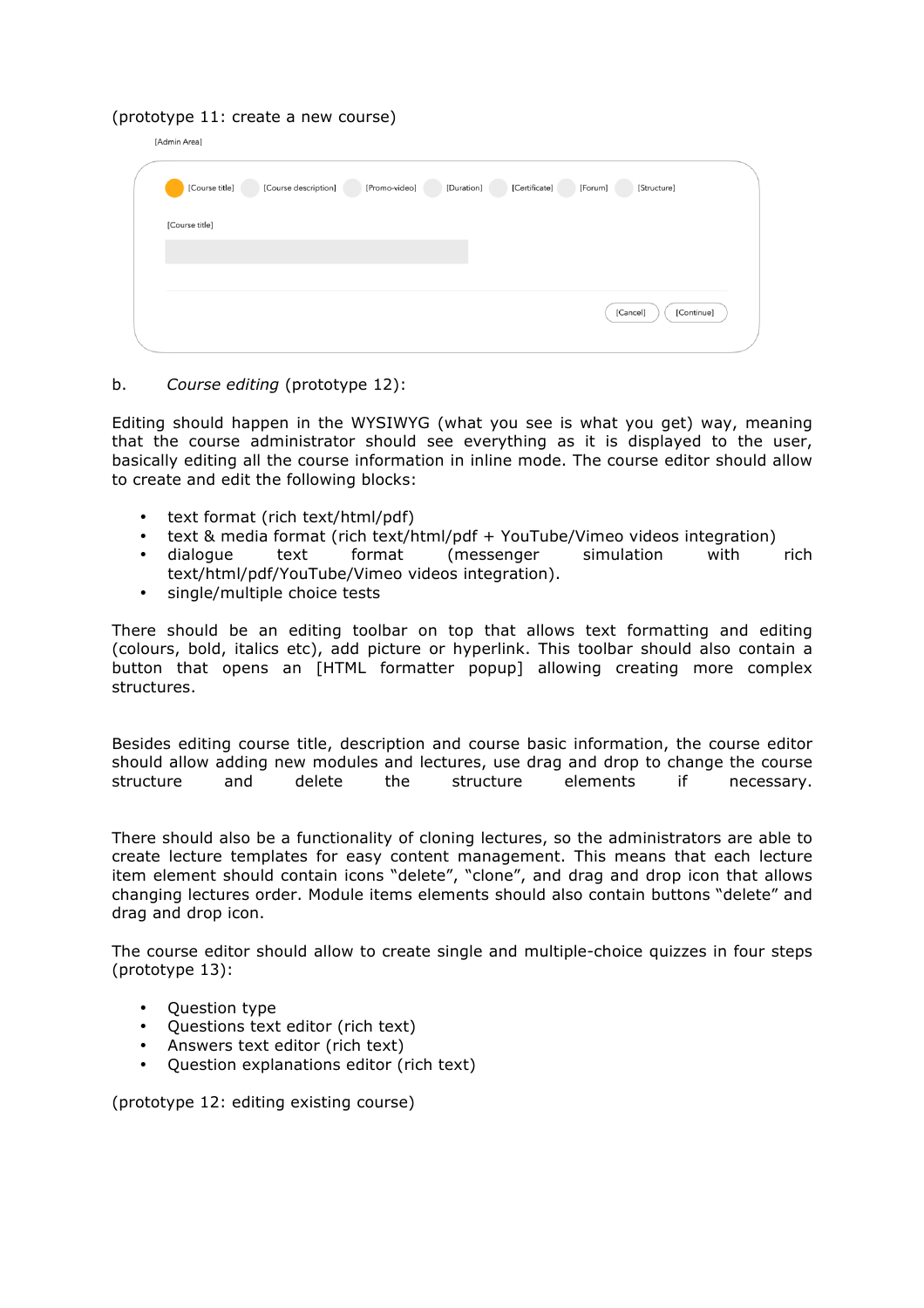(prototype 11: create a new course)

[Admin Area]

[Course title] [Course description] [Promo-video] [Duration] [Certificate] [Forum] [Structure]

[Course title]

[Cancel] [Continue]

b. *Course editing* (prototype 12):

Editing should happen in the WYSIWYG (what you see is what you get) way, meaning that the course administrator should see everything as it is displayed to the user, basically editing all the course information in inline mode. The course editor should allow to create and edit the following blocks:

- text format (rich text/html/pdf)
- text & media format (rich text/html/pdf + YouTube/Vimeo videos integration)
- dialogue text format (messenger simulation with rich text/html/pdf/YouTube/Vimeo videos integration).
- single/multiple choice tests

There should be an editing toolbar on top that allows text formatting and editing (colours, bold, italics etc), add picture or hyperlink. This toolbar should also contain a button that opens an [HTML formatter popup] allowing creating more complex structures.

Besides editing course title, description and course basic information, the course editor should allow adding new modules and lectures, use drag and drop to change the course structure and delete the structure elements if necessary.

There should also be a functionality of cloning lectures, so the administrators are able to create lecture templates for easy content management. This means that each lecture item element should contain icons "delete", "clone", and drag and drop icon that allows changing lectures order. Module items elements should also contain buttons "delete" and drag and drop icon.

The course editor should allow to create single and multiple-choice quizzes in four steps (prototype 13):

- Question type
- Questions text editor (rich text)
- Answers text editor (rich text)
- Question explanations editor (rich text)

(prototype 12: editing existing course)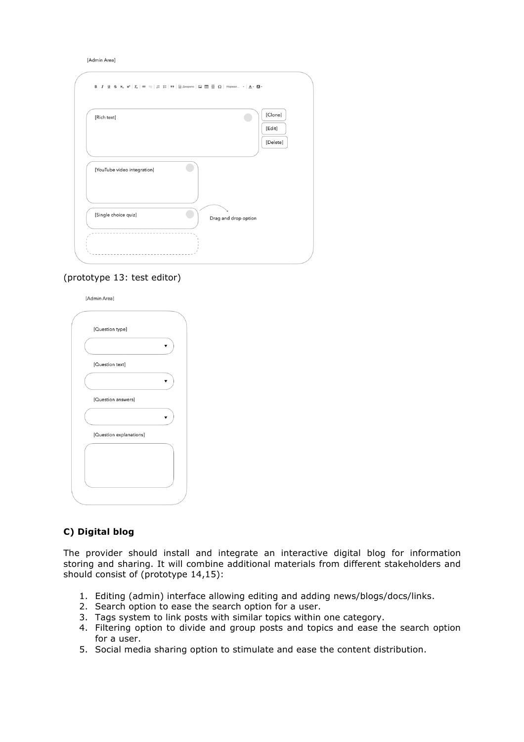[Admin Area]

[Rich text]

[Clone]

[Edit]

[Delete]

[YouTube video integration]

[Single choice quiz]

Drag and drop option

(prototype 13: test editor)

[Admin Area]

[Question type]

[Question text]

[Question answers]

[Question explanations]

### C) Digital blog

The provider should install and integrate an interactive digital blog for information storing and sharing. It will combine additional materials from different stakeholders and should consist of (prototype 14,15):

1. Editing (admin) interface allowing editing and adding news/blogs/docs/links.
2. Search option to ease the search option for a user.
3. Tags system to link posts with similar topics within one category.
4. Filtering option to divide and group posts and topics and ease the search option for a user.
5. Social media sharing option to stimulate and ease the content distribution.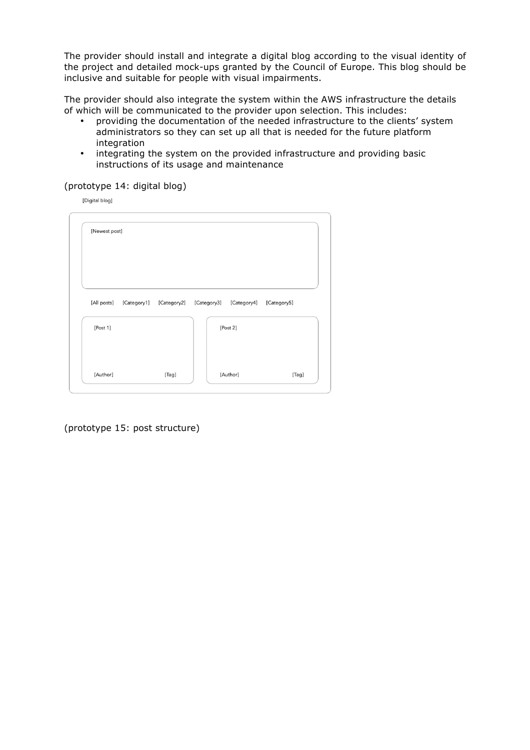The provider should install and integrate a digital blog according to the visual identity of the project and detailed mock-ups granted by the Council of Europe. This blog should be inclusive and suitable for people with visual impairments.

The provider should also integrate the system within the AWS infrastructure the details of which will be communicated to the provider upon selection. This includes:

- providing the documentation of the needed infrastructure to the clients' system administrators so they can set up all that is needed for the future platform integration
- integrating the system on the provided infrastructure and providing basic instructions of its usage and maintenance

(prototype 14: digital blog)

[Digital blog]

[Newest post]

[All posts] [Category1] [Category2] [Category3] [Category4] [Category5]

[Post 1]
[Author] [Tag]

[Post 2]
[Author] [Tag]

(prototype 15: post structure)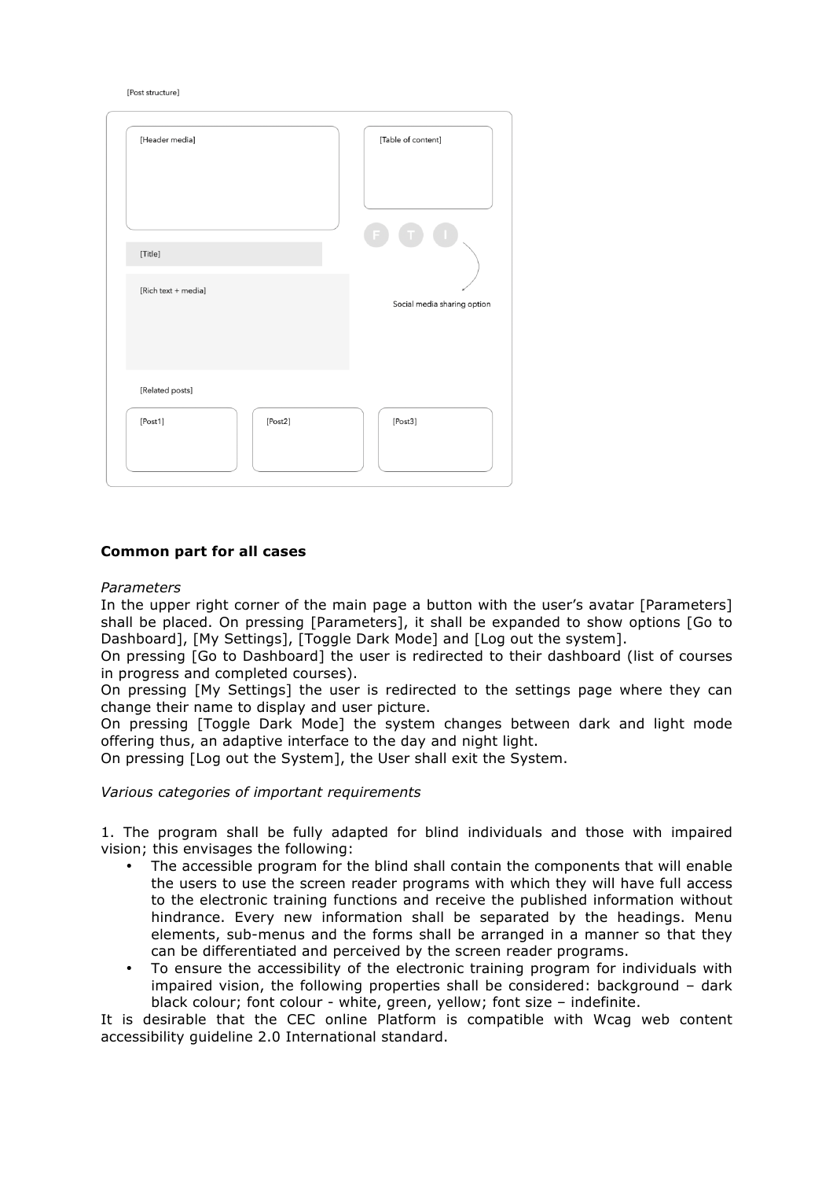[Post structure]

[Header media]

[Table of content]

F T I

Social media sharing option

[Title]

[Rich text + media]

[Related posts]

[Post1] [Post2] [Post3]

**Common part for all cases**

*Parameters*

In the upper right corner of the main page a button with the user's avatar [Parameters] shall be placed. On pressing [Parameters], it shall be expanded to show options [Go to Dashboard], [My Settings], [Toggle Dark Mode] and [Log out the system].

On pressing [Go to Dashboard] the user is redirected to their dashboard (list of courses in progress and completed courses).

On pressing [My Settings] the user is redirected to the settings page where they can change their name to display and user picture.

On pressing [Toggle Dark Mode] the system changes between dark and light mode offering thus, an adaptive interface to the day and night light.

On pressing [Log out the System], the User shall exit the System.

*Various categories of important requirements*

1. The program shall be fully adapted for blind individuals and those with impaired vision; this envisages the following:
   - The accessible program for the blind shall contain the components that will enable the users to use the screen reader programs with which they will have full access to the electronic training functions and receive the published information without hindrance. Every new information shall be separated by the headings. Menu elements, sub-menus and the forms shall be arranged in a manner so that they can be differentiated and perceived by the screen reader programs.
   - To ensure the accessibility of the electronic training program for individuals with impaired vision, the following properties shall be considered: background – dark black colour; font colour - white, green, yellow; font size – indefinite.

It is desirable that the CEC online Platform is compatible with Wcag web content accessibility guideline 2.0 International standard.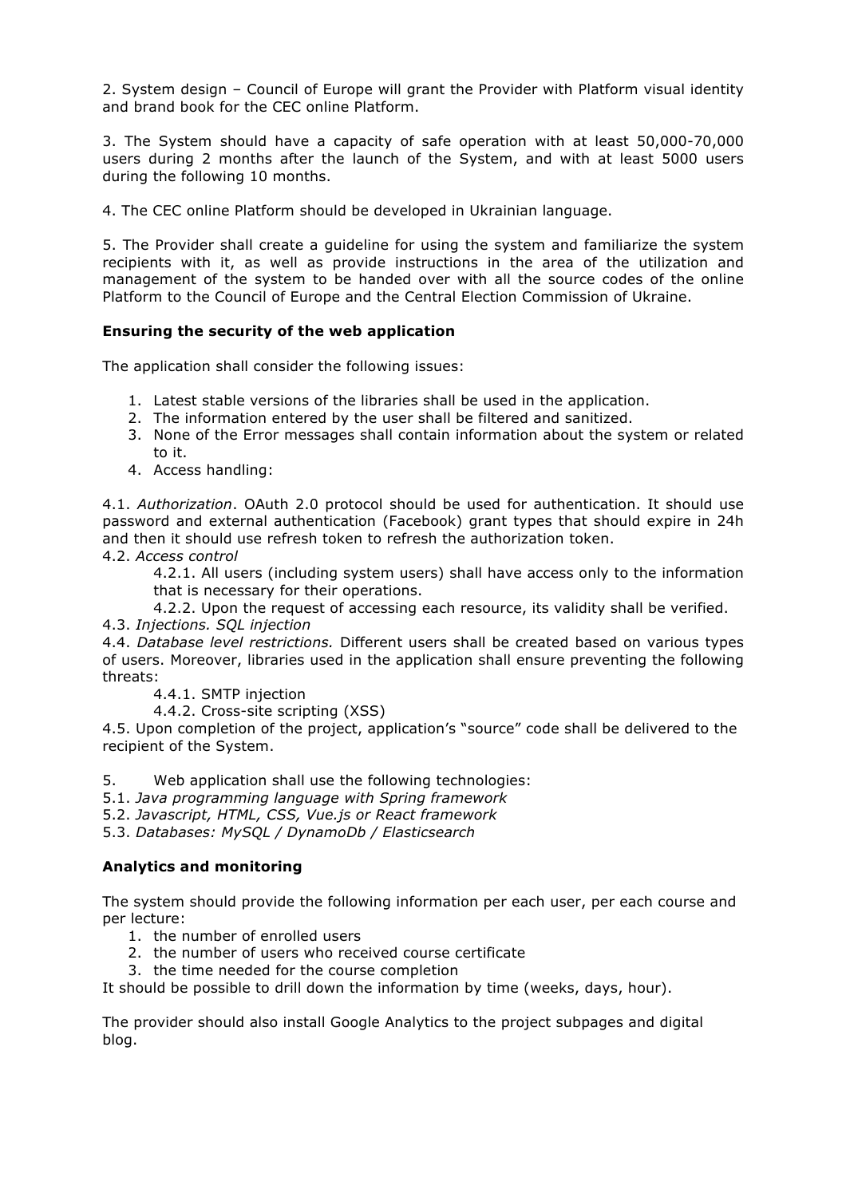2. System design – Council of Europe will grant the Provider with Platform visual identity and brand book for the CEC online Platform.

3. The System should have a capacity of safe operation with at least 50,000-70,000 users during 2 months after the launch of the System, and with at least 5000 users during the following 10 months.

4. The CEC online Platform should be developed in Ukrainian language.

5. The Provider shall create a guideline for using the system and familiarize the system recipients with it, as well as provide instructions in the area of the utilization and management of the system to be handed over with all the source codes of the online Platform to the Council of Europe and the Central Election Commission of Ukraine.

**Ensuring the security of the web application**

The application shall consider the following issues:

1. Latest stable versions of the libraries shall be used in the application.
2. The information entered by the user shall be filtered and sanitized.
3. None of the Error messages shall contain information about the system or related to it.
4. Access handling:

4.1. *Authorization*. OAuth 2.0 protocol should be used for authentication. It should use password and external authentication (Facebook) grant types that should expire in 24h and then it should use refresh token to refresh the authorization token.

4.2. *Access control*

- 4.2.1. All users (including system users) shall have access only to the information that is necessary for their operations.
- 4.2.2. Upon the request of accessing each resource, its validity shall be verified.

4.3. *Injections. SQL injection*

4.4. *Database level restrictions.* Different users shall be created based on various types of users. Moreover, libraries used in the application shall ensure preventing the following threats:

- 4.4.1. SMTP injection
- 4.4.2. Cross-site scripting (XSS)

4.5. Upon completion of the project, application's "source" code shall be delivered to the recipient of the System.

5. Web application shall use the following technologies:

5.1. *Java programming language with Spring framework*

5.2. *Javascript, HTML, CSS, Vue.js or React framework*

5.3. *Databases: MySQL / DynamoDb / Elasticsearch*

**Analytics and monitoring**

The system should provide the following information per each user, per each course and per lecture:

1. the number of enrolled users
2. the number of users who received course certificate
3. the time needed for the course completion

It should be possible to drill down the information by time (weeks, days, hour).

The provider should also install Google Analytics to the project subpages and digital blog.